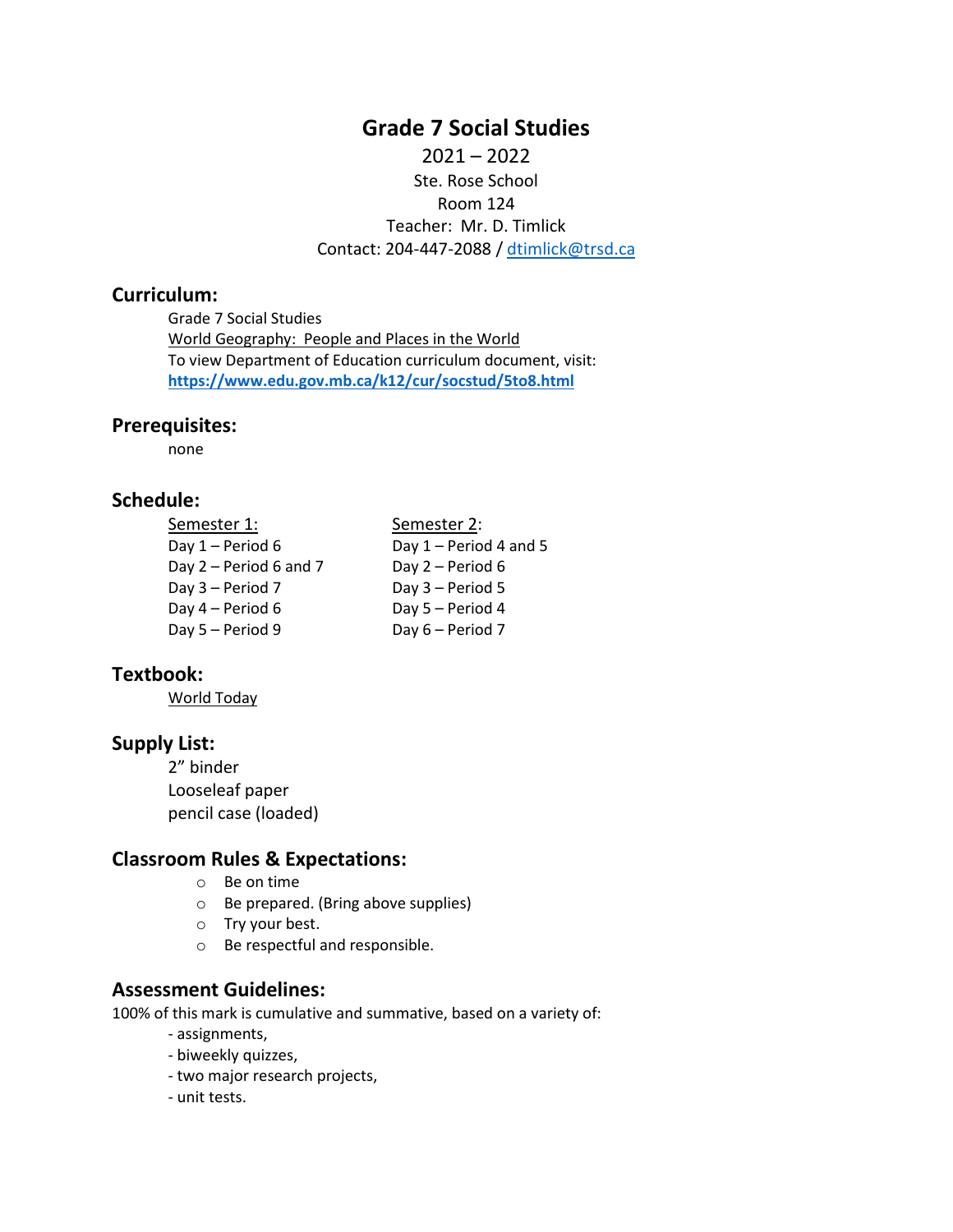# Grade 7 Social Studies

2021 – 2022
Ste. Rose School
Room 124
Teacher: Mr. D. Timlick
Contact: 204-447-2088 / dtimlick@trsd.ca

## Curriculum:

Grade 7 Social Studies
World Geography: People and Places in the World
To view Department of Education curriculum document, visit:
**https://www.edu.gov.mb.ca/k12/cur/socstud/5to8.html**

## Prerequisites:

none

## Schedule:

| Semester 1: | Semester 2: |
|---|---|
| Day 1 – Period 6 | Day 1 – Period 4 and 5 |
| Day 2 – Period 6 and 7 | Day 2 – Period 6 |
| Day 3 – Period 7 | Day 3 – Period 5 |
| Day 4 – Period 6 | Day 5 – Period 4 |
| Day 5 – Period 9 | Day 6 – Period 7 |

## Textbook:

World Today

## Supply List:

2" binder
Looseleaf paper
pencil case (loaded)

## Classroom Rules & Expectations:

- Be on time
- Be prepared. (Bring above supplies)
- Try your best.
- Be respectful and responsible.

## Assessment Guidelines:

100% of this mark is cumulative and summative, based on a variety of:

- assignments,
- biweekly quizzes,
- two major research projects,
- unit tests.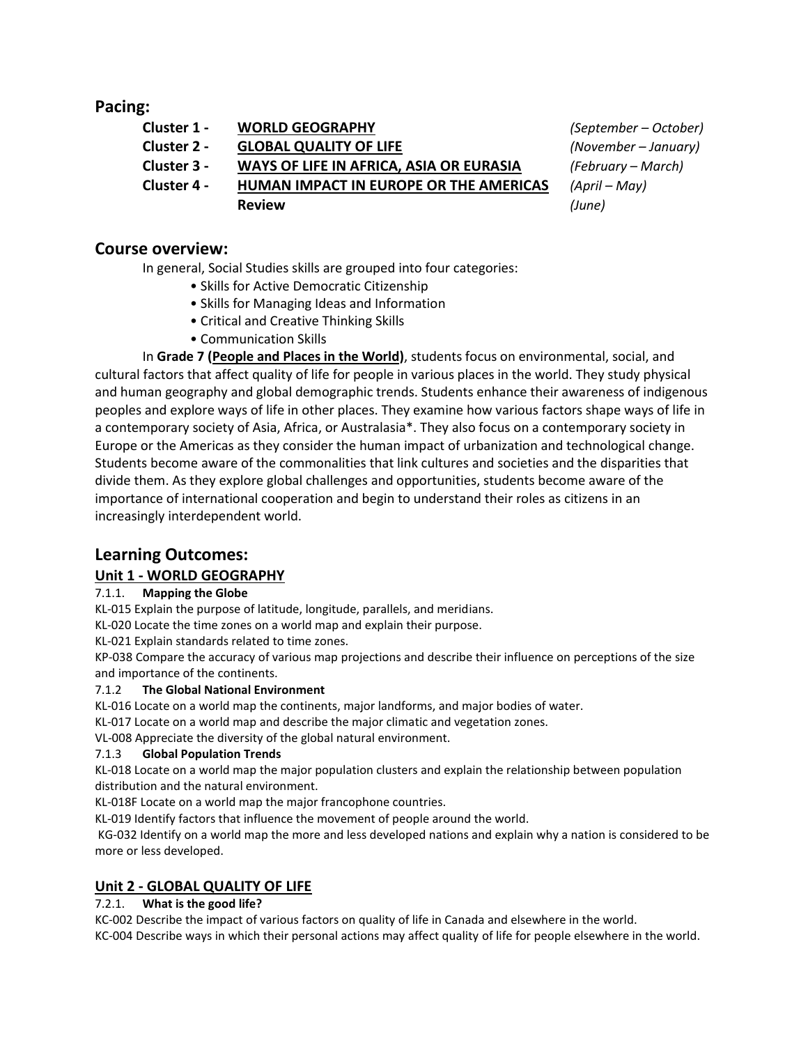## Pacing:

| | | |
|---|---|---|
| **Cluster 1 -** | **WORLD GEOGRAPHY** | *(September – October)* |
| **Cluster 2 -** | **GLOBAL QUALITY OF LIFE** | *(November – January)* |
| **Cluster 3 -** | **WAYS OF LIFE IN AFRICA, ASIA OR EURASIA** | *(February – March)* |
| **Cluster 4 -** | **HUMAN IMPACT IN EUROPE OR THE AMERICAS** | *(April – May)* |
| | **Review** | *(June)* |

## Course overview:

In general, Social Studies skills are grouped into four categories:

- Skills for Active Democratic Citizenship
- Skills for Managing Ideas and Information
- Critical and Creative Thinking Skills
- Communication Skills

In **Grade 7 (People and Places in the World)**, students focus on environmental, social, and cultural factors that affect quality of life for people in various places in the world. They study physical and human geography and global demographic trends. Students enhance their awareness of indigenous peoples and explore ways of life in other places. They examine how various factors shape ways of life in a contemporary society of Asia, Africa, or Australasia*. They also focus on a contemporary society in Europe or the Americas as they consider the human impact of urbanization and technological change. Students become aware of the commonalities that link cultures and societies and the disparities that divide them. As they explore global challenges and opportunities, students become aware of the importance of international cooperation and begin to understand their roles as citizens in an increasingly interdependent world.

## Learning Outcomes:

### Unit 1 - WORLD GEOGRAPHY

7.1.1. **Mapping the Globe**

KL-015 Explain the purpose of latitude, longitude, parallels, and meridians.

KL-020 Locate the time zones on a world map and explain their purpose.

KL-021 Explain standards related to time zones.

KP-038 Compare the accuracy of various map projections and describe their influence on perceptions of the size and importance of the continents.

7.1.2 **The Global National Environment**

KL-016 Locate on a world map the continents, major landforms, and major bodies of water.

KL-017 Locate on a world map and describe the major climatic and vegetation zones.

VL-008 Appreciate the diversity of the global natural environment.

7.1.3 **Global Population Trends**

KL-018 Locate on a world map the major population clusters and explain the relationship between population distribution and the natural environment.

KL-018F Locate on a world map the major francophone countries.

KL-019 Identify factors that influence the movement of people around the world.

KG-032 Identify on a world map the more and less developed nations and explain why a nation is considered to be more or less developed.

### Unit 2 - GLOBAL QUALITY OF LIFE

7.2.1. **What is the good life?**

KC-002 Describe the impact of various factors on quality of life in Canada and elsewhere in the world.

KC-004 Describe ways in which their personal actions may affect quality of life for people elsewhere in the world.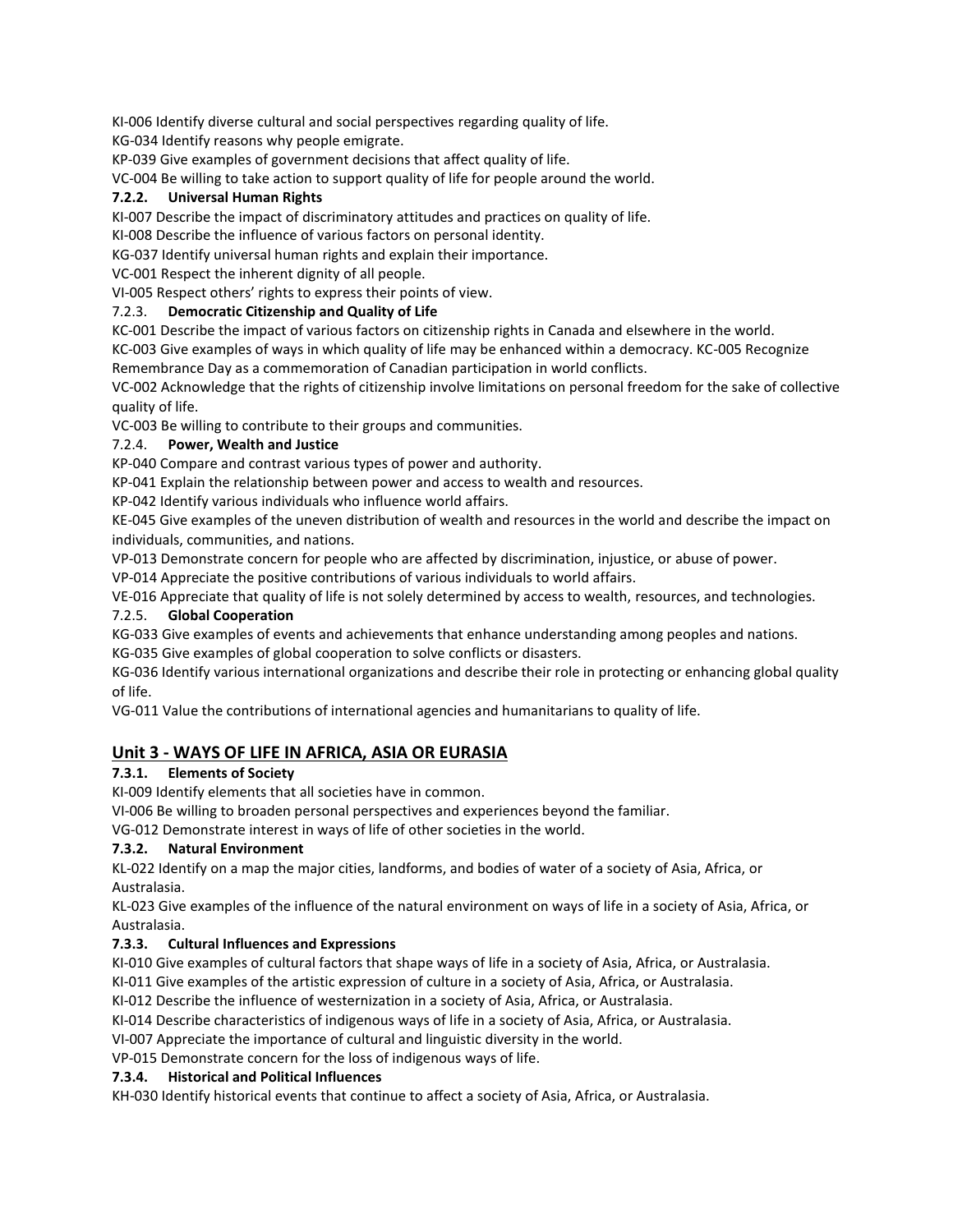KI-006 Identify diverse cultural and social perspectives regarding quality of life.
KG-034 Identify reasons why people emigrate.
KP-039 Give examples of government decisions that affect quality of life.
VC-004 Be willing to take action to support quality of life for people around the world.

**7.2.2. Universal Human Rights**

KI-007 Describe the impact of discriminatory attitudes and practices on quality of life.
KI-008 Describe the influence of various factors on personal identity.
KG-037 Identify universal human rights and explain their importance.
VC-001 Respect the inherent dignity of all people.
VI-005 Respect others' rights to express their points of view.

7.2.3. **Democratic Citizenship and Quality of Life**

KC-001 Describe the impact of various factors on citizenship rights in Canada and elsewhere in the world.
KC-003 Give examples of ways in which quality of life may be enhanced within a democracy. KC-005 Recognize Remembrance Day as a commemoration of Canadian participation in world conflicts.
VC-002 Acknowledge that the rights of citizenship involve limitations on personal freedom for the sake of collective quality of life.
VC-003 Be willing to contribute to their groups and communities.

7.2.4. **Power, Wealth and Justice**

KP-040 Compare and contrast various types of power and authority.
KP-041 Explain the relationship between power and access to wealth and resources.
KP-042 Identify various individuals who influence world affairs.
KE-045 Give examples of the uneven distribution of wealth and resources in the world and describe the impact on individuals, communities, and nations.
VP-013 Demonstrate concern for people who are affected by discrimination, injustice, or abuse of power.
VP-014 Appreciate the positive contributions of various individuals to world affairs.
VE-016 Appreciate that quality of life is not solely determined by access to wealth, resources, and technologies.

7.2.5. **Global Cooperation**

KG-033 Give examples of events and achievements that enhance understanding among peoples and nations.
KG-035 Give examples of global cooperation to solve conflicts or disasters.
KG-036 Identify various international organizations and describe their role in protecting or enhancing global quality of life.
VG-011 Value the contributions of international agencies and humanitarians to quality of life.

## Unit 3 - WAYS OF LIFE IN AFRICA, ASIA OR EURASIA

**7.3.1. Elements of Society**

KI-009 Identify elements that all societies have in common.
VI-006 Be willing to broaden personal perspectives and experiences beyond the familiar.
VG-012 Demonstrate interest in ways of life of other societies in the world.

**7.3.2. Natural Environment**

KL-022 Identify on a map the major cities, landforms, and bodies of water of a society of Asia, Africa, or Australasia.
KL-023 Give examples of the influence of the natural environment on ways of life in a society of Asia, Africa, or Australasia.

**7.3.3. Cultural Influences and Expressions**

KI-010 Give examples of cultural factors that shape ways of life in a society of Asia, Africa, or Australasia.
KI-011 Give examples of the artistic expression of culture in a society of Asia, Africa, or Australasia.
KI-012 Describe the influence of westernization in a society of Asia, Africa, or Australasia.
KI-014 Describe characteristics of indigenous ways of life in a society of Asia, Africa, or Australasia.
VI-007 Appreciate the importance of cultural and linguistic diversity in the world.
VP-015 Demonstrate concern for the loss of indigenous ways of life.

**7.3.4. Historical and Political Influences**

KH-030 Identify historical events that continue to affect a society of Asia, Africa, or Australasia.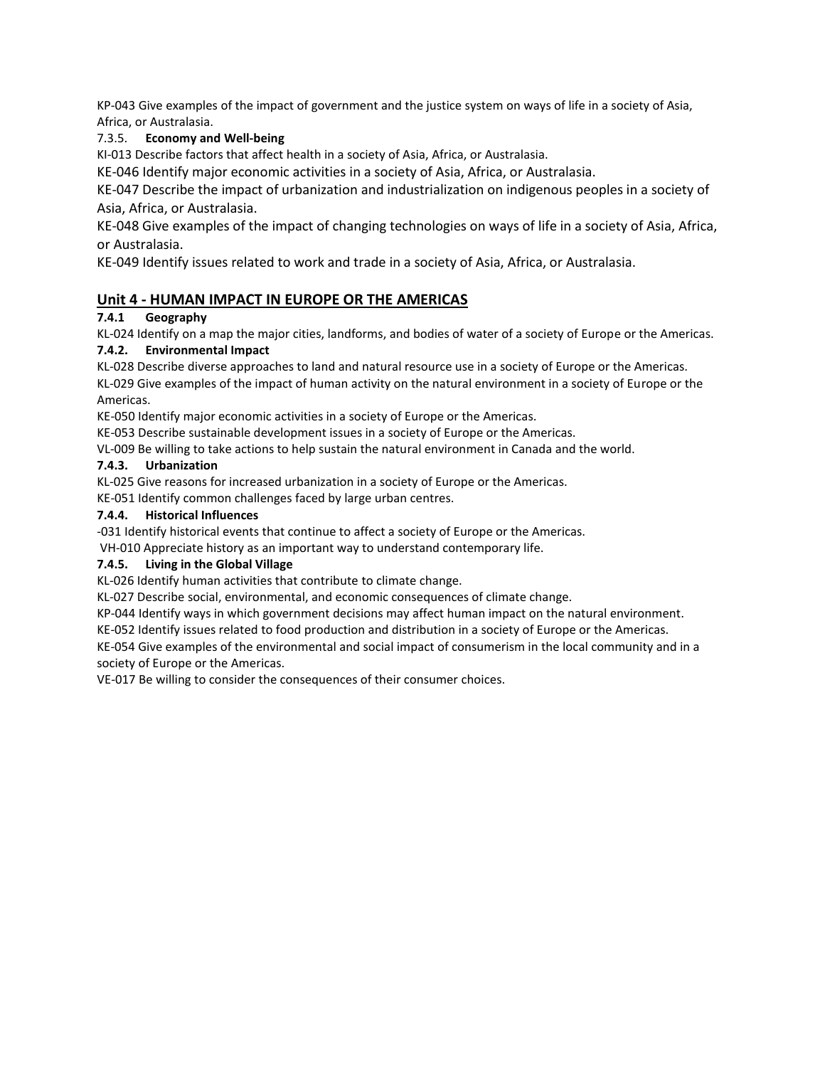KP-043 Give examples of the impact of government and the justice system on ways of life in a society of Asia, Africa, or Australasia.

7.3.5. **Economy and Well-being**

KI-013 Describe factors that affect health in a society of Asia, Africa, or Australasia.

KE-046 Identify major economic activities in a society of Asia, Africa, or Australasia.

KE-047 Describe the impact of urbanization and industrialization on indigenous peoples in a society of Asia, Africa, or Australasia.

KE-048 Give examples of the impact of changing technologies on ways of life in a society of Asia, Africa, or Australasia.

KE-049 Identify issues related to work and trade in a society of Asia, Africa, or Australasia.

## Unit 4 - HUMAN IMPACT IN EUROPE OR THE AMERICAS

**7.4.1 Geography**

KL-024 Identify on a map the major cities, landforms, and bodies of water of a society of Europe or the Americas.

**7.4.2. Environmental Impact**

KL-028 Describe diverse approaches to land and natural resource use in a society of Europe or the Americas.

KL-029 Give examples of the impact of human activity on the natural environment in a society of Europe or the Americas.

KE-050 Identify major economic activities in a society of Europe or the Americas.

KE-053 Describe sustainable development issues in a society of Europe or the Americas.

VL-009 Be willing to take actions to help sustain the natural environment in Canada and the world.

**7.4.3. Urbanization**

KL-025 Give reasons for increased urbanization in a society of Europe or the Americas.

KE-051 Identify common challenges faced by large urban centres.

**7.4.4. Historical Influences**

-031 Identify historical events that continue to affect a society of Europe or the Americas.

VH-010 Appreciate history as an important way to understand contemporary life.

**7.4.5. Living in the Global Village**

KL-026 Identify human activities that contribute to climate change.

KL-027 Describe social, environmental, and economic consequences of climate change.

KP-044 Identify ways in which government decisions may affect human impact on the natural environment.

KE-052 Identify issues related to food production and distribution in a society of Europe or the Americas.

KE-054 Give examples of the environmental and social impact of consumerism in the local community and in a society of Europe or the Americas.

VE-017 Be willing to consider the consequences of their consumer choices.